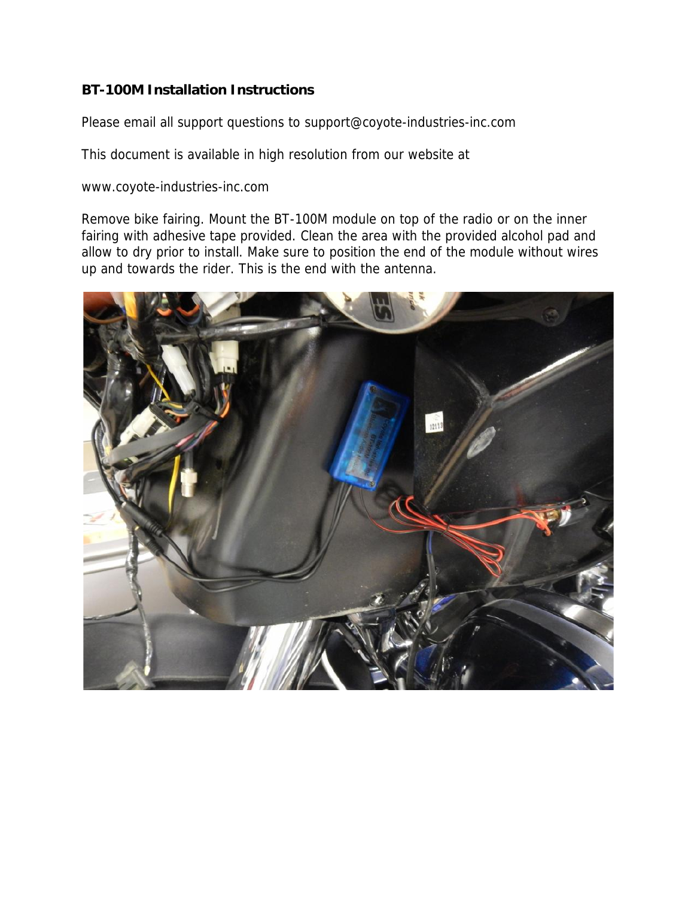**BT-100M Installation Instructions**

Please email all support questions to support@coyote-industries-inc.com

This document is available in high resolution from our website at

www.coyote-industries-inc.com

Remove bike fairing. Mount the BT-100M module on top of the radio or on the inner fairing with adhesive tape provided. Clean the area with the provided alcohol pad and allow to dry prior to install. Make sure to position the end of the module without wires up and towards the rider. This is the end with the antenna.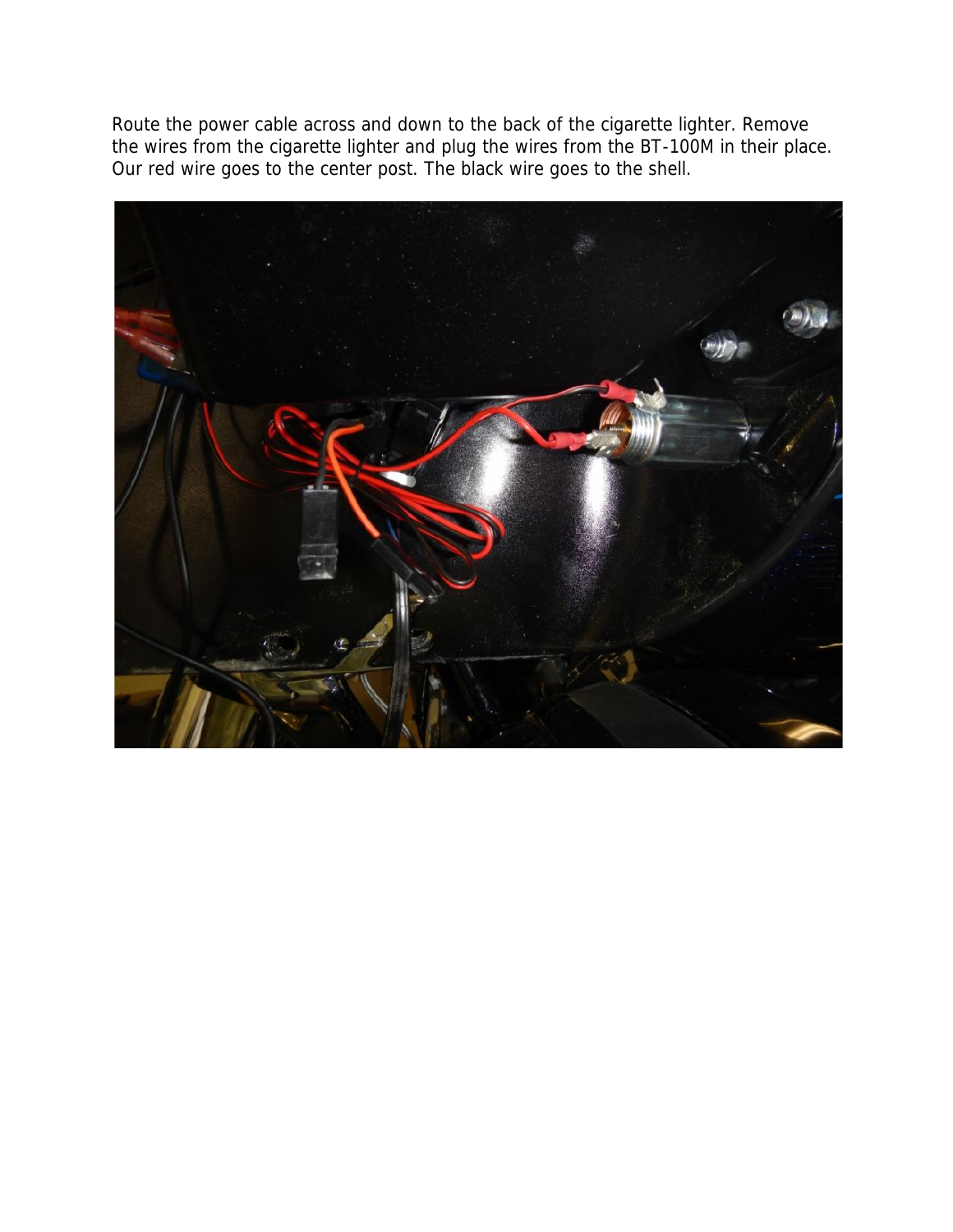Route the power cable across and down to the back of the cigarette lighter. Remove the wires from the cigarette lighter and plug the wires from the BT-100M in their place. Our red wire goes to the center post. The black wire goes to the shell.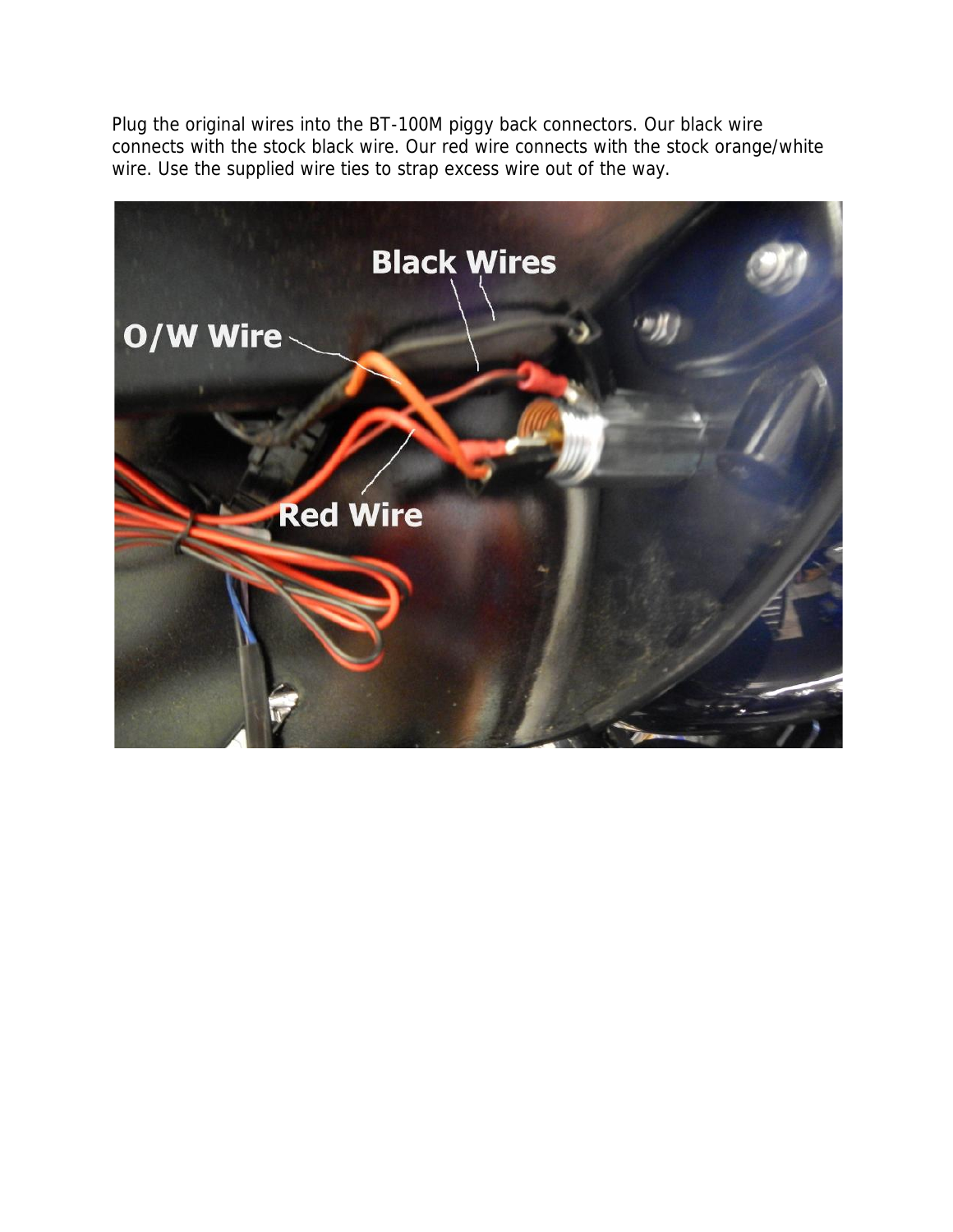Plug the original wires into the BT-100M piggy back connectors. Our black wire connects with the stock black wire. Our red wire connects with the stock orange/white wire. Use the supplied wire ties to strap excess wire out of the way.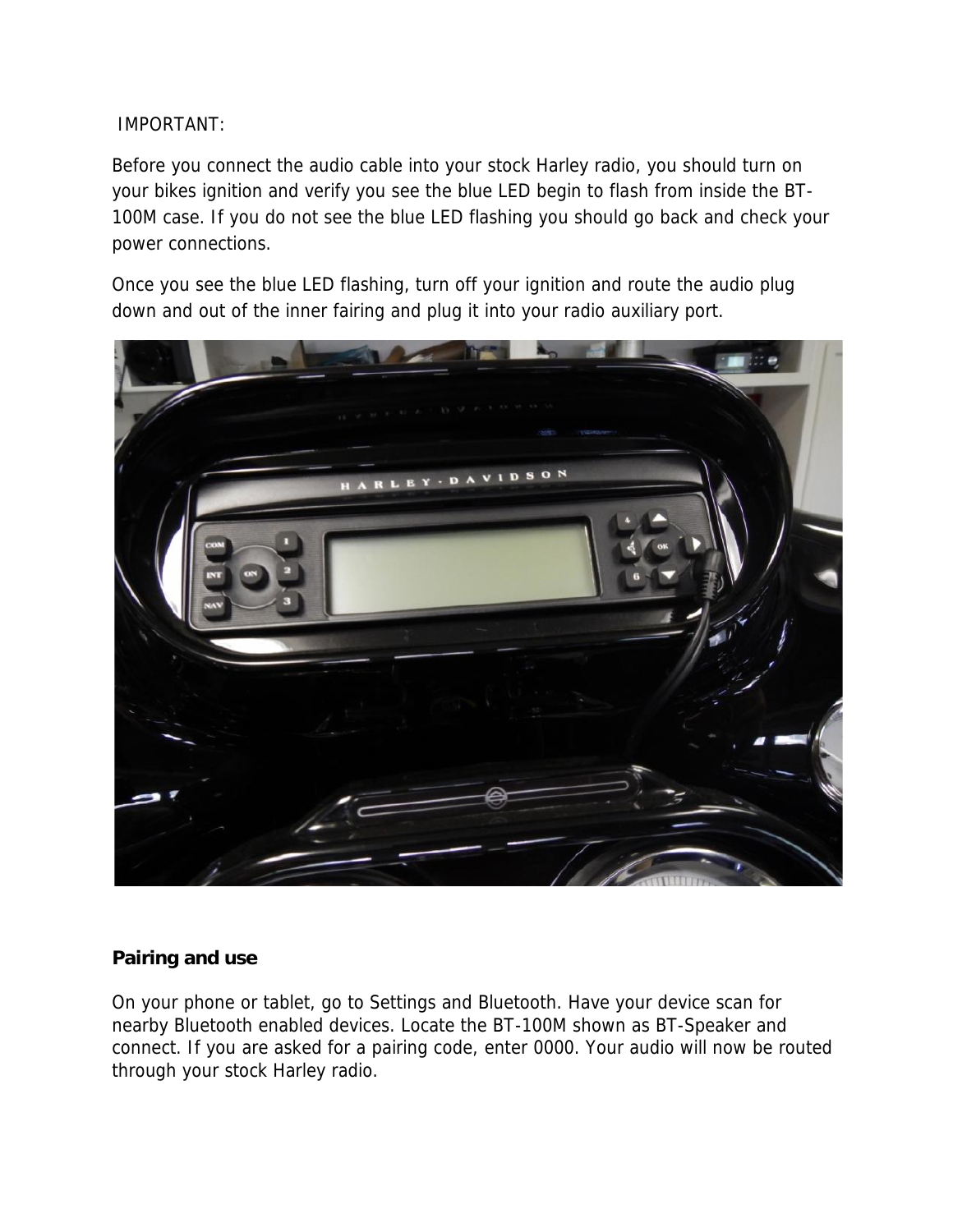IMPORTANT:

Before you connect the audio cable into your stock Harley radio, you should turn on your bikes ignition and verify you see the blue LED begin to flash from inside the BT-100M case. If you do not see the blue LED flashing you should go back and check your power connections.

Once you see the blue LED flashing, turn off your ignition and route the audio plug down and out of the inner fairing and plug it into your radio auxiliary port.

**Pairing and use**

On your phone or tablet, go to Settings and Bluetooth. Have your device scan for nearby Bluetooth enabled devices. Locate the BT-100M shown as BT-Speaker and connect. If you are asked for a pairing code, enter 0000. Your audio will now be routed through your stock Harley radio.